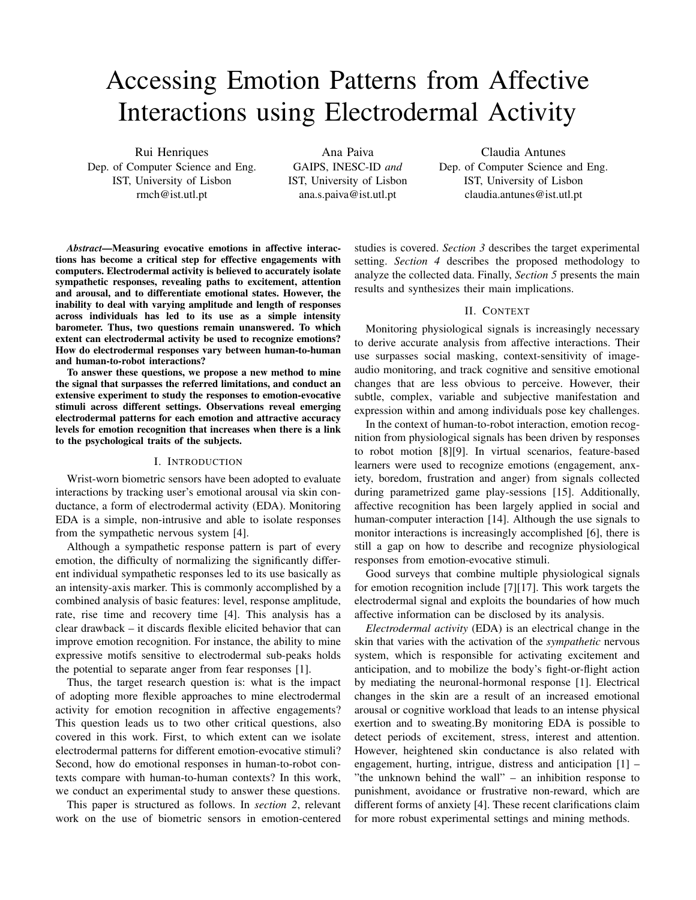# Accessing Emotion Patterns from Affective Interactions using Electrodermal Activity

Rui Henriques
Dep. of Computer Science and Eng.
IST, University of Lisbon
rmch@ist.utl.pt

Ana Paiva
GAIPS, INESC-ID *and*
IST, University of Lisbon
ana.s.paiva@ist.utl.pt

Claudia Antunes
Dep. of Computer Science and Eng.
IST, University of Lisbon
claudia.antunes@ist.utl.pt

***Abstract*—Measuring evocative emotions in affective interactions has become a critical step for effective engagements with computers. Electrodermal activity is believed to accurately isolate sympathetic responses, revealing paths to excitement, attention and arousal, and to differentiate emotional states. However, the inability to deal with varying amplitude and length of responses across individuals has led to its use as a simple intensity barometer. Thus, two questions remain unanswered. To which extent can electrodermal activity be used to recognize emotions? How do electrodermal responses vary between human-to-human and human-to-robot interactions?**

**To answer these questions, we propose a new method to mine the signal that surpasses the referred limitations, and conduct an extensive experiment to study the responses to emotion-evocative stimuli across different settings. Observations reveal emerging electrodermal patterns for each emotion and attractive accuracy levels for emotion recognition that increases when there is a link to the psychological traits of the subjects.**

## I. Introduction

Wrist-worn biometric sensors have been adopted to evaluate interactions by tracking user's emotional arousal via skin conductance, a form of electrodermal activity (EDA). Monitoring EDA is a simple, non-intrusive and able to isolate responses from the sympathetic nervous system [4].

Although a sympathetic response pattern is part of every emotion, the difficulty of normalizing the significantly different individual sympathetic responses led to its use basically as an intensity-axis marker. This is commonly accomplished by a combined analysis of basic features: level, response amplitude, rate, rise time and recovery time [4]. This analysis has a clear drawback – it discards flexible elicited behavior that can improve emotion recognition. For instance, the ability to mine expressive motifs sensitive to electrodermal sub-peaks holds the potential to separate anger from fear responses [1].

Thus, the target research question is: what is the impact of adopting more flexible approaches to mine electrodermal activity for emotion recognition in affective engagements? This question leads us to two other critical questions, also covered in this work. First, to which extent can we isolate electrodermal patterns for different emotion-evocative stimuli? Second, how do emotional responses in human-to-robot contexts compare with human-to-human contexts? In this work, we conduct an experimental study to answer these questions.

This paper is structured as follows. In *section 2*, relevant work on the use of biometric sensors in emotion-centered studies is covered. *Section 3* describes the target experimental setting. *Section 4* describes the proposed methodology to analyze the collected data. Finally, *Section 5* presents the main results and synthesizes their main implications.

## II. Context

Monitoring physiological signals is increasingly necessary to derive accurate analysis from affective interactions. Their use surpasses social masking, context-sensitivity of image-audio monitoring, and track cognitive and sensitive emotional changes that are less obvious to perceive. However, their subtle, complex, variable and subjective manifestation and expression within and among individuals pose key challenges.

In the context of human-to-robot interaction, emotion recognition from physiological signals has been driven by responses to robot motion [8][9]. In virtual scenarios, feature-based learners were used to recognize emotions (engagement, anxiety, boredom, frustration and anger) from signals collected during parametrized game play-sessions [15]. Additionally, affective recognition has been largely applied in social and human-computer interaction [14]. Although the use signals to monitor interactions is increasingly accomplished [6], there is still a gap on how to describe and recognize physiological responses from emotion-evocative stimuli.

Good surveys that combine multiple physiological signals for emotion recognition include [7][17]. This work targets the electrodermal signal and exploits the boundaries of how much affective information can be disclosed by its analysis.

*Electrodermal activity* (EDA) is an electrical change in the skin that varies with the activation of the *sympathetic* nervous system, which is responsible for activating excitement and anticipation, and to mobilize the body's fight-or-flight action by mediating the neuronal-hormonal response [1]. Electrical changes in the skin are a result of an increased emotional arousal or cognitive workload that leads to an intense physical exertion and to sweating.By monitoring EDA is possible to detect periods of excitement, stress, interest and attention. However, heightened skin conductance is also related with engagement, hurting, intrigue, distress and anticipation [1] – "the unknown behind the wall" – an inhibition response to punishment, avoidance or frustrative non-reward, which are different forms of anxiety [4]. These recent clarifications claim for more robust experimental settings and mining methods.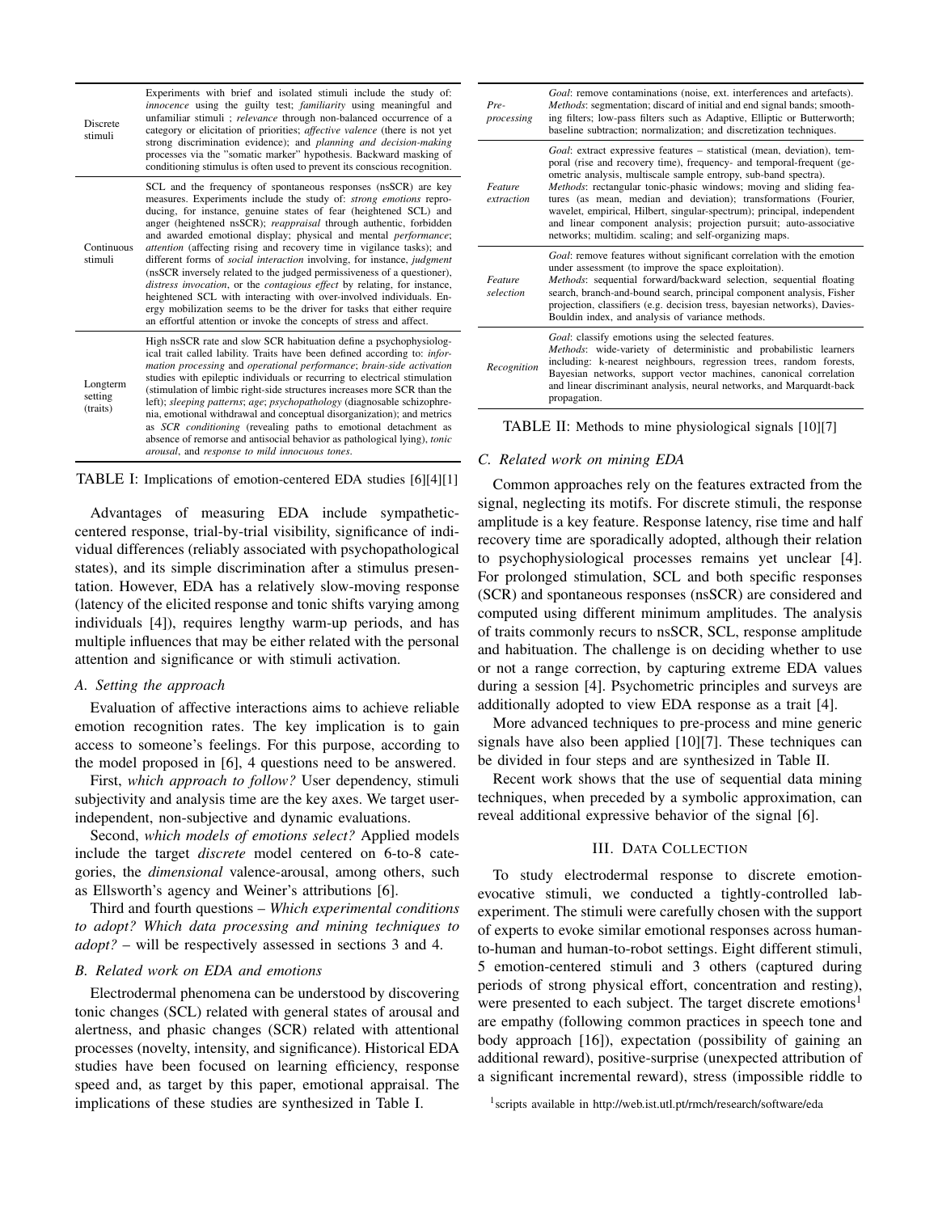| | |
|---|---|
| Discrete stimuli | Experiments with brief and isolated stimuli include the study of: *innocence* using the guilty test; *familiarity* using meaningful and unfamiliar stimuli ; *relevance* through non-balanced occurrence of a category or elicitation of priorities; *affective valence* (there is not yet strong discrimination evidence); and *planning and decision-making* processes via the "somatic marker" hypothesis. Backward masking of conditioning stimulus is often used to prevent its conscious recognition. |
| Continuous stimuli | SCL and the frequency of spontaneous responses (nsSCR) are key measures. Experiments include the study of: *strong emotions* reproducing, for instance, genuine states of fear (heightened SCL) and anger (heightened nsSCR); *reappraisal* through authentic, forbidden and awarded emotional display; physical and mental *performance*; *attention* (affecting rising and recovery time in vigilance tasks); and different forms of *social interaction* involving, for instance, *judgment* (nsSCR inversely related to the judged permissiveness of a questioner), *distress invocation*, or the *contagious effect* by relating, for instance, heightened SCL with interacting with over-involved individuals. Energy mobilization seems to be the driver for tasks that either require an effortful attention or invoke the concepts of stress and affect. |
| Longterm setting (traits) | High nsSCR rate and slow SCR habituation define a psychophysiological trait called lability. Traits have been defined according to: *information processing* and *operational performance*; *brain-side activation* studies with epileptic individuals or recurring to electrical stimulation (stimulation of limbic right-side structures increases more SCR than the left); *sleeping patterns*; *age*; *psychopathology* (diagnosable schizophrenia, emotional withdrawal and conceptual disorganization); and metrics as *SCR conditioning* (revealing paths to emotional detachment as absence of remorse and antisocial behavior as pathological lying), *tonic arousal*, and *response to mild innocuous tones*. |

TABLE I: Implications of emotion-centered EDA studies [6][4][1]

Advantages of measuring EDA include sympathetic-centered response, trial-by-trial visibility, significance of individual differences (reliably associated with psychopathological states), and its simple discrimination after a stimulus presentation. However, EDA has a relatively slow-moving response (latency of the elicited response and tonic shifts varying among individuals [4]), requires lengthy warm-up periods, and has multiple influences that may be either related with the personal attention and significance or with stimuli activation.

### A. Setting the approach

Evaluation of affective interactions aims to achieve reliable emotion recognition rates. The key implication is to gain access to someone's feelings. For this purpose, according to the model proposed in [6], 4 questions need to be answered.

First, *which approach to follow?* User dependency, stimuli subjectivity and analysis time are the key axes. We target user-independent, non-subjective and dynamic evaluations.

Second, *which models of emotions select?* Applied models include the target *discrete* model centered on 6-to-8 categories, the *dimensional* valence-arousal, among others, such as Ellsworth's agency and Weiner's attributions [6].

Third and fourth questions – *Which experimental conditions to adopt? Which data processing and mining techniques to adopt?* – will be respectively assessed in sections 3 and 4.

### B. Related work on EDA and emotions

Electrodermal phenomena can be understood by discovering tonic changes (SCL) related with general states of arousal and alertness, and phasic changes (SCR) related with attentional processes (novelty, intensity, and significance). Historical EDA studies have been focused on learning efficiency, response speed and, as target by this paper, emotional appraisal. The implications of these studies are synthesized in Table I.

| | |
|---|---|
| Pre-processing | *Goal*: remove contaminations (noise, ext. interferences and artefacts). *Methods*: segmentation; discard of initial and end signal bands; smoothing filters; low-pass filters such as Adaptive, Elliptic or Butterworth; baseline subtraction; normalization; and discretization techniques. |
| Feature extraction | *Goal*: extract expressive features – statistical (mean, deviation), temporal (rise and recovery time), frequency- and temporal-frequent (geometric analysis, multiscale sample entropy, sub-band spectra). *Methods*: rectangular tonic-phasic windows; moving and sliding features (as mean, median and deviation); transformations (Fourier, wavelet, empirical, Hilbert, singular-spectrum); principal, independent and linear component analysis; projection pursuit; auto-associative networks; multidim. scaling; and self-organizing maps. |
| Feature selection | *Goal*: remove features without significant correlation with the emotion under assessment (to improve the space exploitation). *Methods*: sequential forward/backward selection, sequential floating search, branch-and-bound search, principal component analysis, Fisher projection, classifiers (e.g. decision tress, bayesian networks), Davies-Bouldin index, and analysis of variance methods. |
| Recognition | *Goal*: classify emotions using the selected features. *Methods*: wide-variety of deterministic and probabilistic learners including: k-nearest neighbours, regression trees, random forests, Bayesian networks, support vector machines, canonical correlation and linear discriminant analysis, neural networks, and Marquardt-back propagation. |

TABLE II: Methods to mine physiological signals [10][7]

### C. Related work on mining EDA

Common approaches rely on the features extracted from the signal, neglecting its motifs. For discrete stimuli, the response amplitude is a key feature. Response latency, rise time and half recovery time are sporadically adopted, although their relation to psychophysiological processes remains yet unclear [4]. For prolonged stimulation, SCL and both specific responses (SCR) and spontaneous responses (nsSCR) are considered and computed using different minimum amplitudes. The analysis of traits commonly recurs to nsSCR, SCL, response amplitude and habituation. The challenge is on deciding whether to use or not a range correction, by capturing extreme EDA values during a session [4]. Psychometric principles and surveys are additionally adopted to view EDA response as a trait [4].

More advanced techniques to pre-process and mine generic signals have also been applied [10][7]. These techniques can be divided in four steps and are synthesized in Table II.

Recent work shows that the use of sequential data mining techniques, when preceded by a symbolic approximation, can reveal additional expressive behavior of the signal [6].

## III. DATA COLLECTION

To study electrodermal response to discrete emotion-evocative stimuli, we conducted a tightly-controlled lab-experiment. The stimuli were carefully chosen with the support of experts to evoke similar emotional responses across human-to-human and human-to-robot settings. Eight different stimuli, 5 emotion-centered stimuli and 3 others (captured during periods of strong physical effort, concentration and resting), were presented to each subject. The target discrete emotions[1] are empathy (following common practices in speech tone and body approach [16]), expectation (possibility of gaining an additional reward), positive-surprise (unexpected attribution of a significant incremental reward), stress (impossible riddle to

[1] scripts available in http://web.ist.utl.pt/rmch/research/software/eda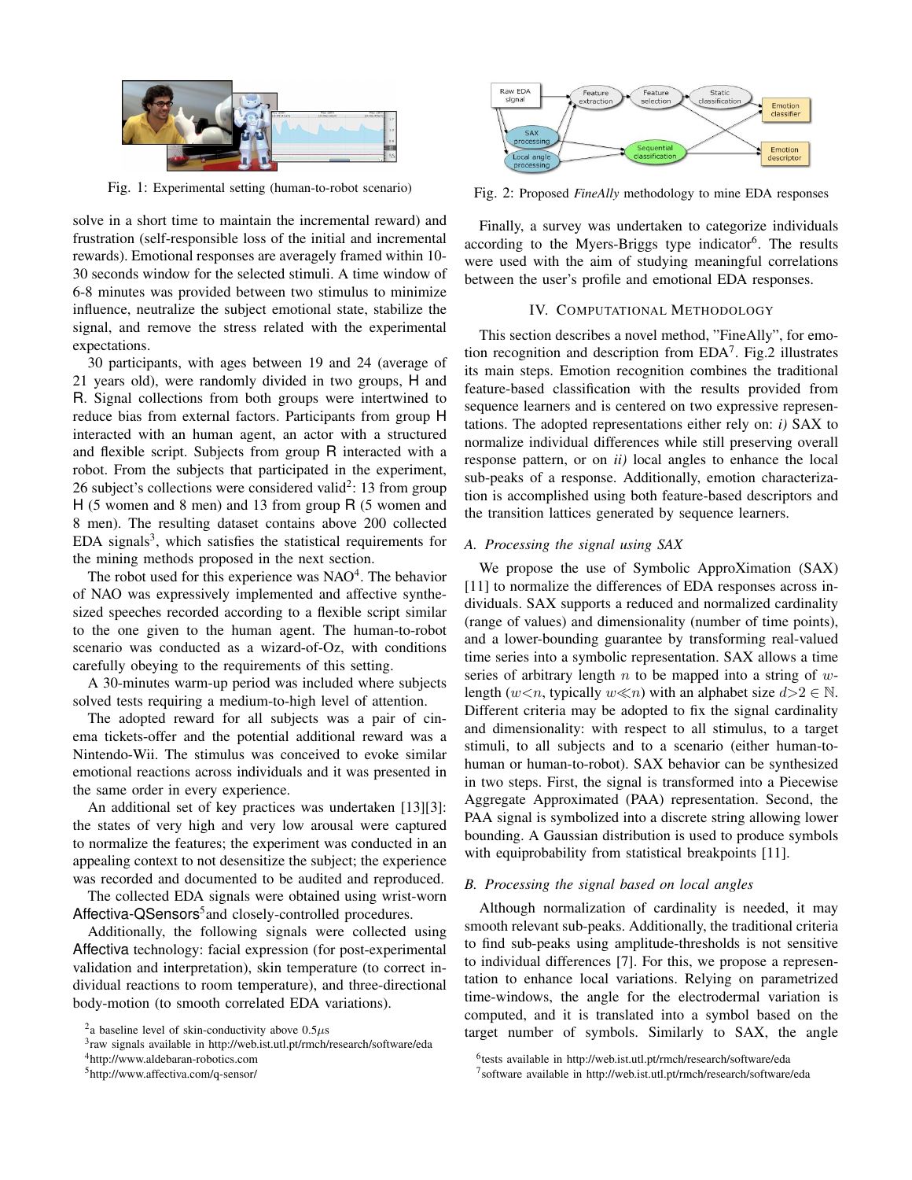Fig. 1: Experimental setting (human-to-robot scenario)

Fig. 2: Proposed *FineAlly* methodology to mine EDA responses

solve in a short time to maintain the incremental reward) and frustration (self-responsible loss of the initial and incremental rewards). Emotional responses are averagely framed within 10-30 seconds window for the selected stimuli. A time window of 6-8 minutes was provided between two stimulus to minimize influence, neutralize the subject emotional state, stabilize the signal, and remove the stress related with the experimental expectations.

30 participants, with ages between 19 and 24 (average of 21 years old), were randomly divided in two groups, H and R. Signal collections from both groups were intertwined to reduce bias from external factors. Participants from group H interacted with an human agent, an actor with a structured and flexible script. Subjects from group R interacted with a robot. From the subjects that participated in the experiment, 26 subject's collections were considered valid[2]: 13 from group H (5 women and 8 men) and 13 from group R (5 women and 8 men). The resulting dataset contains above 200 collected EDA signals[3], which satisfies the statistical requirements for the mining methods proposed in the next section.

The robot used for this experience was NAO[4]. The behavior of NAO was expressively implemented and affective synthesized speeches recorded according to a flexible script similar to the one given to the human agent. The human-to-robot scenario was conducted as a wizard-of-Oz, with conditions carefully obeying to the requirements of this setting.

A 30-minutes warm-up period was included where subjects solved tests requiring a medium-to-high level of attention.

The adopted reward for all subjects was a pair of cinema tickets-offer and the potential additional reward was a Nintendo-Wii. The stimulus was conceived to evoke similar emotional reactions across individuals and it was presented in the same order in every experience.

An additional set of key practices was undertaken [13][3]: the states of very high and very low arousal were captured to normalize the features; the experiment was conducted in an appealing context to not desensitize the subject; the experience was recorded and documented to be audited and reproduced.

The collected EDA signals were obtained using wrist-worn Affectiva-QSensors[5]and closely-controlled procedures.

Additionally, the following signals were collected using Affectiva technology: facial expression (for post-experimental validation and interpretation), skin temperature (to correct individual reactions to room temperature), and three-directional body-motion (to smooth correlated EDA variations).

Finally, a survey was undertaken to categorize individuals according to the Myers-Briggs type indicator[6]. The results were used with the aim of studying meaningful correlations between the user's profile and emotional EDA responses.

## IV. Computational Methodology

This section describes a novel method, "FineAlly", for emotion recognition and description from EDA[7]. Fig.2 illustrates its main steps. Emotion recognition combines the traditional feature-based classification with the results provided from sequence learners and is centered on two expressive representations. The adopted representations either rely on: *i)* SAX to normalize individual differences while still preserving overall response pattern, or on *ii)* local angles to enhance the local sub-peaks of a response. Additionally, emotion characterization is accomplished using both feature-based descriptors and the transition lattices generated by sequence learners.

### *A. Processing the signal using SAX*

We propose the use of Symbolic ApproXimation (SAX) [11] to normalize the differences of EDA responses across individuals. SAX supports a reduced and normalized cardinality (range of values) and dimensionality (number of time points), and a lower-bounding guarantee by transforming real-valued time series into a symbolic representation. SAX allows a time series of arbitrary length $n$ to be mapped into a string of $w$-length ($w<n$, typically $w \ll n$) with an alphabet size $d>2 \in \mathbb{N}$. Different criteria may be adopted to fix the signal cardinality and dimensionality: with respect to all stimulus, to a target stimuli, to all subjects and to a scenario (either human-to-human or human-to-robot). SAX behavior can be synthesized in two steps. First, the signal is transformed into a Piecewise Aggregate Approximated (PAA) representation. Second, the PAA signal is symbolized into a discrete string allowing lower bounding. A Gaussian distribution is used to produce symbols with equiprobability from statistical breakpoints [11].

### *B. Processing the signal based on local angles*

Although normalization of cardinality is needed, it may smooth relevant sub-peaks. Additionally, the traditional criteria to find sub-peaks using amplitude-thresholds is not sensitive to individual differences [7]. For this, we propose a representation to enhance local variations. Relying on parametrized time-windows, the angle for the electrodermal variation is computed, and it is translated into a symbol based on the target number of symbols. Similarly to SAX, the angle

[2] a baseline level of skin-conductivity above 0.5$\mu$s

[3] raw signals available in http://web.ist.utl.pt/rmch/research/software/eda

[4] http://www.aldebaran-robotics.com

[5] http://www.affectiva.com/q-sensor/

[6] tests available in http://web.ist.utl.pt/rmch/research/software/eda

[7] software available in http://web.ist.utl.pt/rmch/research/software/eda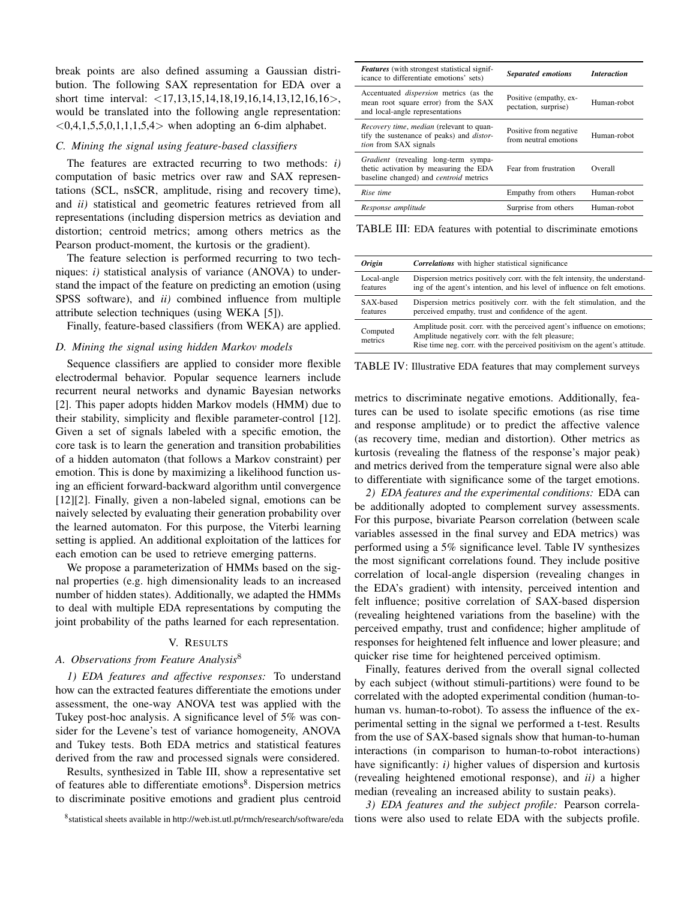break points are also defined assuming a Gaussian distribution. The following SAX representation for EDA over a short time interval: <17,13,15,14,18,19,16,14,13,12,16,16>, would be translated into the following angle representation: <0,4,1,5,5,0,1,1,1,5,4> when adopting an 6-dim alphabet.

### C. Mining the signal using feature-based classifiers

The features are extracted recurring to two methods: *i)* computation of basic metrics over raw and SAX representations (SCL, nsSCR, amplitude, rising and recovery time), and *ii)* statistical and geometric features retrieved from all representations (including dispersion metrics as deviation and distortion; centroid metrics; among others metrics as the Pearson product-moment, the kurtosis or the gradient).

The feature selection is performed recurring to two techniques: *i)* statistical analysis of variance (ANOVA) to understand the impact of the feature on predicting an emotion (using SPSS software), and *ii)* combined influence from multiple attribute selection techniques (using WEKA [5]).

Finally, feature-based classifiers (from WEKA) are applied.

### D. Mining the signal using hidden Markov models

Sequence classifiers are applied to consider more flexible electrodermal behavior. Popular sequence learners include recurrent neural networks and dynamic Bayesian networks [2]. This paper adopts hidden Markov models (HMM) due to their stability, simplicity and flexible parameter-control [12]. Given a set of signals labeled with a specific emotion, the core task is to learn the generation and transition probabilities of a hidden automaton (that follows a Markov constraint) per emotion. This is done by maximizing a likelihood function using an efficient forward-backward algorithm until convergence [12][2]. Finally, given a non-labeled signal, emotions can be naively selected by evaluating their generation probability over the learned automaton. For this purpose, the Viterbi learning setting is applied. An additional exploitation of the lattices for each emotion can be used to retrieve emerging patterns.

We propose a parameterization of HMMs based on the signal properties (e.g. high dimensionality leads to an increased number of hidden states). Additionally, we adapted the HMMs to deal with multiple EDA representations by computing the joint probability of the paths learned for each representation.

## V. Results

### A. Observations from Feature Analysis[8]

*1) EDA features and affective responses:* To understand how can the extracted features differentiate the emotions under assessment, the one-way ANOVA test was applied with the Tukey post-hoc analysis. A significance level of 5% was consider for the Levene's test of variance homogeneity, ANOVA and Tukey tests. Both EDA metrics and statistical features derived from the raw and processed signals were considered.

Results, synthesized in Table III, show a representative set of features able to differentiate emotions[8]. Dispersion metrics to discriminate positive emotions and gradient plus centroid metrics to discriminate negative emotions. Additionally, features can be used to isolate specific emotions (as rise time and response amplitude) or to predict the affective valence (as recovery time, median and distortion). Other metrics as kurtosis (revealing the flatness of the response's major peak) and metrics derived from the temperature signal were also able to differentiate with significance some of the target emotions.

| ***Features*** (with strongest statistical significance to differentiate emotions' sets) | ***Separated emotions*** | ***Interaction*** |
|---|---|---|
| Accentuated *dispersion* metrics (as the mean root square error) from the SAX and local-angle representations | Positive (empathy, expectation, surprise) | Human-robot |
| *Recovery time*, *median* (relevant to quantify the sustenance of peaks) and *distortion* from SAX signals | Positive from negative from neutral emotions | Human-robot |
| *Gradient* (revealing long-term sympathetic activation by measuring the EDA baseline changed) and *centroid* metrics | Fear from frustration | Overall |
| *Rise time* | Empathy from others | Human-robot |
| *Response amplitude* | Surprise from others | Human-robot |

TABLE III: EDA features with potential to discriminate emotions

| ***Origin*** | ***Correlations*** with higher statistical significance |
|---|---|
| Local-angle features | Dispersion metrics positively corr. with the felt intensity, the understanding of the agent's intention, and his level of influence on felt emotions. |
| SAX-based features | Dispersion metrics positively corr. with the felt stimulation, and the perceived empathy, trust and confidence of the agent. |
| Computed metrics | Amplitude posit. corr. with the perceived agent's influence on emotions; Amplitude negatively corr. with the felt pleasure; Rise time neg. corr. with the perceived positivism on the agent's attitude. |

TABLE IV: Illustrative EDA features that may complement surveys

*2) EDA features and the experimental conditions:* EDA can be additionally adopted to complement survey assessments. For this purpose, bivariate Pearson correlation (between scale variables assessed in the final survey and EDA metrics) was performed using a 5% significance level. Table IV synthesizes the most significant correlations found. They include positive correlation of local-angle dispersion (revealing changes in the EDA's gradient) with intensity, perceived intention and felt influence; positive correlation of SAX-based dispersion (revealing heightened variations from the baseline) with the perceived empathy, trust and confidence; higher amplitude of responses for heightened felt influence and lower pleasure; and quicker rise time for heightened perceived optimism.

Finally, features derived from the overall signal collected by each subject (without stimuli-partitions) were found to be correlated with the adopted experimental condition (human-to-human vs. human-to-robot). To assess the influence of the experimental setting in the signal we performed a t-test. Results from the use of SAX-based signals show that human-to-human interactions (in comparison to human-to-robot interactions) have significantly: *i)* higher values of dispersion and kurtosis (revealing heightened emotional response), and *ii)* a higher median (revealing an increased ability to sustain peaks).

*3) EDA features and the subject profile:* Pearson correlations were also used to relate EDA with the subjects profile.

[8] statistical sheets available in http://web.ist.utl.pt/rmch/research/software/eda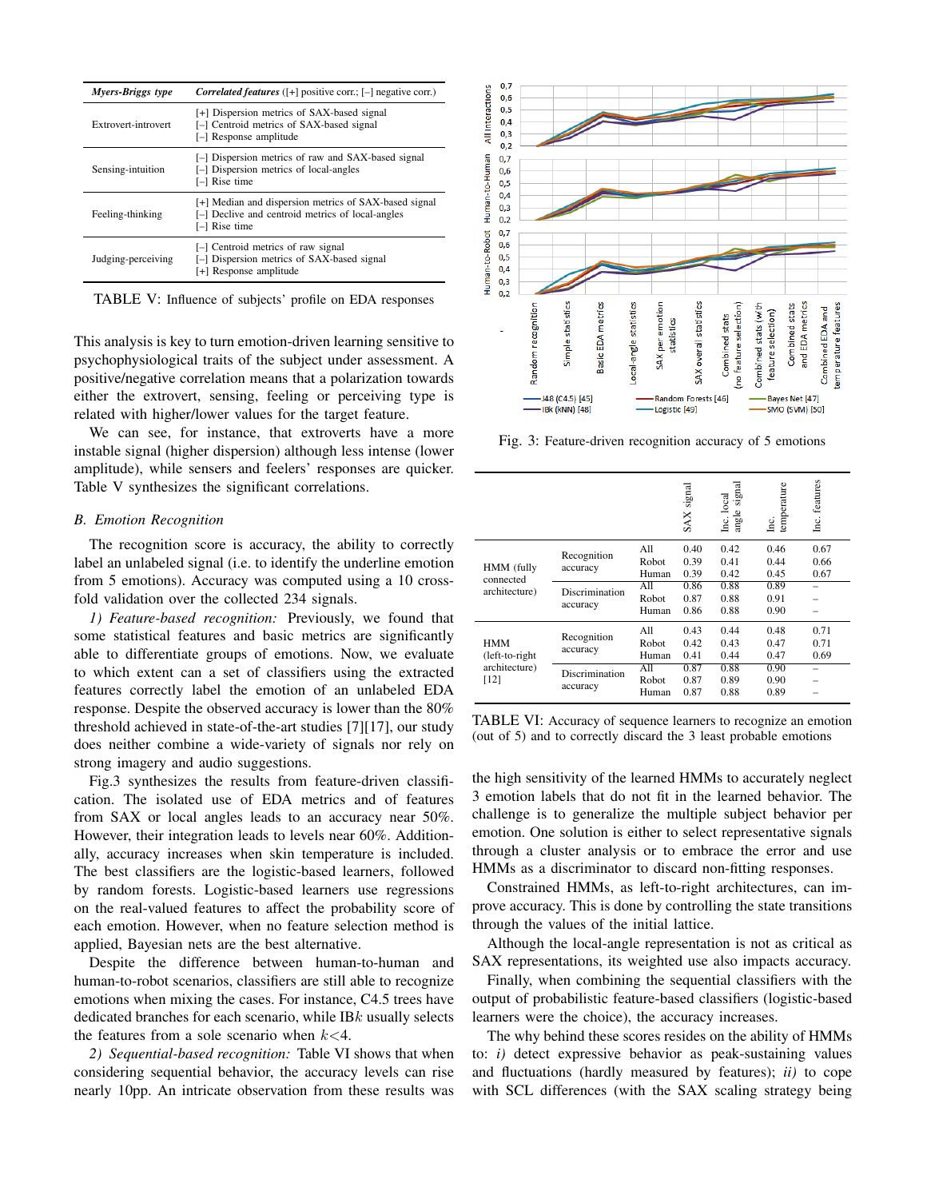| *Myers-Briggs type* | *Correlated features* ([+] positive corr.; [–] negative corr.) |
|---|---|
| Extrovert-introvert | [+] Dispersion metrics of SAX-based signal<br>[–] Centroid metrics of SAX-based signal<br>[–] Response amplitude |
| Sensing-intuition | [–] Dispersion metrics of raw and SAX-based signal<br>[–] Dispersion metrics of local-angles<br>[–] Rise time |
| Feeling-thinking | [+] Median and dispersion metrics of SAX-based signal<br>[–] Decline and centroid metrics of local-angles<br>[–] Rise time |
| Judging-perceiving | [–] Centroid metrics of raw signal<br>[–] Dispersion metrics of SAX-based signal<br>[+] Response amplitude |

TABLE V: Influence of subjects' profile on EDA responses

This analysis is key to turn emotion-driven learning sensitive to psychophysiological traits of the subject under assessment. A positive/negative correlation means that a polarization towards either the extrovert, sensing, feeling or perceiving type is related with higher/lower values for the target feature.

We can see, for instance, that extroverts have a more instable signal (higher dispersion) although less intense (lower amplitude), while sensers and feelers' responses are quicker. Table V synthesizes the significant correlations.

### *B. Emotion Recognition*

The recognition score is accuracy, the ability to correctly label an unlabeled signal (i.e. to identify the underline emotion from 5 emotions). Accuracy was computed using a 10 cross-fold validation over the collected 234 signals.

*1) Feature-based recognition:* Previously, we found that some statistical features and basic metrics are significantly able to differentiate groups of emotions. Now, we evaluate to which extent can a set of classifiers using the extracted features correctly label the emotion of an unlabeled EDA response. Despite the observed accuracy is lower than the 80% threshold achieved in state-of-the-art studies [7][17], our study does neither combine a wide-variety of signals nor rely on strong imagery and audio suggestions.

Fig.3 synthesizes the results from feature-driven classification. The isolated use of EDA metrics and of features from SAX or local angles leads to an accuracy near 50%. However, their integration leads to levels near 60%. Additionally, accuracy increases when skin temperature is included. The best classifiers are the logistic-based learners, followed by random forests. Logistic-based learners use regressions on the real-valued features to affect the probability score of each emotion. However, when no feature selection method is applied, Bayesian nets are the best alternative.

Despite the difference between human-to-human and human-to-robot scenarios, classifiers are still able to recognize emotions when mixing the cases. For instance, C4.5 trees have dedicated branches for each scenario, while IB$k$ usually selects the features from a sole scenario when $k$<4.

*2) Sequential-based recognition:* Table VI shows that when considering sequential behavior, the accuracy levels can rise nearly 10pp. An intricate observation from these results was

Fig. 3: Feature-driven recognition accuracy of 5 emotions

| | | | SAX signal | Inc. local angle signal | Inc. temperature | Inc. features |
|---|---|---|---|---|---|---|
| HMM (fully connected architecture) | Recognition accuracy | All | 0.40 | 0.42 | 0.46 | 0.67 |
| | | Robot | 0.39 | 0.41 | 0.44 | 0.66 |
| | | Human | 0.39 | 0.42 | 0.45 | 0.67 |
| | Discrimination accuracy | All | 0.86 | 0.88 | 0.89 | – |
| | | Robot | 0.87 | 0.88 | 0.91 | – |
| | | Human | 0.86 | 0.88 | 0.90 | – |
| HMM (left-to-right architecture) [12] | Recognition accuracy | All | 0.43 | 0.44 | 0.48 | 0.71 |
| | | Robot | 0.42 | 0.43 | 0.47 | 0.71 |
| | | Human | 0.41 | 0.44 | 0.47 | 0.69 |
| | Discrimination accuracy | All | 0.87 | 0.88 | 0.90 | – |
| | | Robot | 0.87 | 0.89 | 0.90 | – |
| | | Human | 0.87 | 0.88 | 0.89 | – |

TABLE VI: Accuracy of sequence learners to recognize an emotion (out of 5) and to correctly discard the 3 least probable emotions

the high sensitivity of the learned HMMs to accurately neglect 3 emotion labels that do not fit in the learned behavior. The challenge is to generalize the multiple subject behavior per emotion. One solution is either to select representative signals through a cluster analysis or to embrace the error and use HMMs as a discriminator to discard non-fitting responses.

Constrained HMMs, as left-to-right architectures, can improve accuracy. This is done by controlling the state transitions through the values of the initial lattice.

Although the local-angle representation is not as critical as SAX representations, its weighted use also impacts accuracy.

Finally, when combining the sequential classifiers with the output of probabilistic feature-based classifiers (logistic-based learners were the choice), the accuracy increases.

The why behind these scores resides on the ability of HMMs to: *i)* detect expressive behavior as peak-sustaining values and fluctuations (hardly measured by features); *ii)* to cope with SCL differences (with the SAX scaling strategy being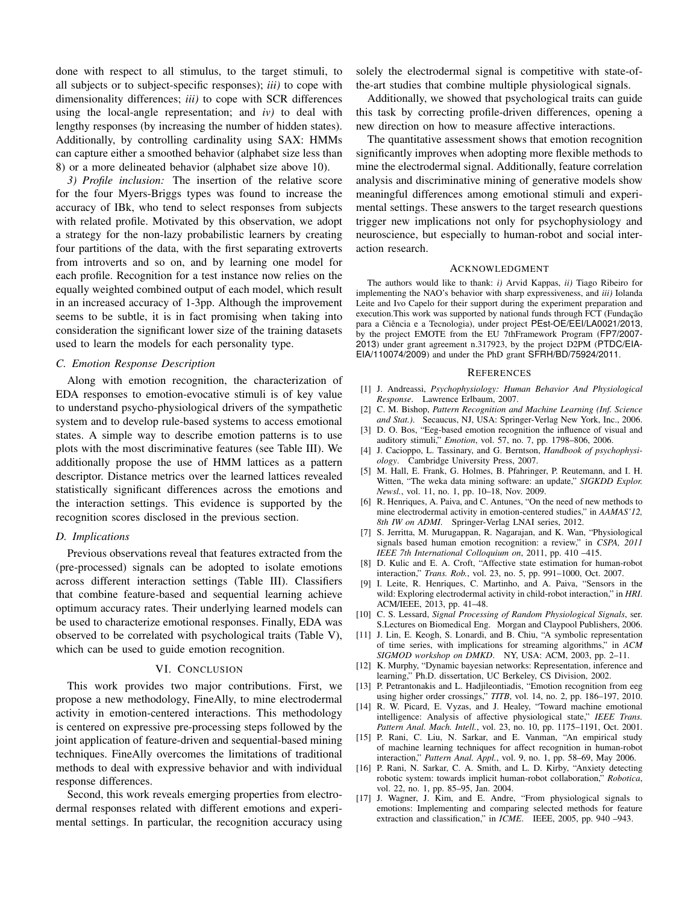done with respect to all stimulus, to the target stimuli, to all subjects or to subject-specific responses); *iii)* to cope with dimensionality differences; *iii)* to cope with SCR differences using the local-angle representation; and *iv)* to deal with lengthy responses (by increasing the number of hidden states). Additionally, by controlling cardinality using SAX: HMMs can capture either a smoothed behavior (alphabet size less than 8) or a more delineated behavior (alphabet size above 10).

*3) Profile inclusion:* The insertion of the relative score for the four Myers-Briggs types was found to increase the accuracy of IBk, who tend to select responses from subjects with related profile. Motivated by this observation, we adopt a strategy for the non-lazy probabilistic learners by creating four partitions of the data, with the first separating extroverts from introverts and so on, and by learning one model for each profile. Recognition for a test instance now relies on the equally weighted combined output of each model, which result in an increased accuracy of 1-3pp. Although the improvement seems to be subtle, it is in fact promising when taking into consideration the significant lower size of the training datasets used to learn the models for each personality type.

### C. Emotion Response Description

Along with emotion recognition, the characterization of EDA responses to emotion-evocative stimuli is of key value to understand psycho-physiological drivers of the sympathetic system and to develop rule-based systems to access emotional states. A simple way to describe emotion patterns is to use plots with the most discriminative features (see Table III). We additionally propose the use of HMM lattices as a pattern descriptor. Distance metrics over the learned lattices revealed statistically significant differences across the emotions and the interaction settings. This evidence is supported by the recognition scores disclosed in the previous section.

### D. Implications

Previous observations reveal that features extracted from the (pre-processed) signals can be adopted to isolate emotions across different interaction settings (Table III). Classifiers that combine feature-based and sequential learning achieve optimum accuracy rates. Their underlying learned models can be used to characterize emotional responses. Finally, EDA was observed to be correlated with psychological traits (Table V), which can be used to guide emotion recognition.

## VI. Conclusion

This work provides two major contributions. First, we propose a new methodology, FineAlly, to mine electrodermal activity in emotion-centered interactions. This methodology is centered on expressive pre-processing steps followed by the joint application of feature-driven and sequential-based mining techniques. FineAlly overcomes the limitations of traditional methods to deal with expressive behavior and with individual response differences.

Second, this work reveals emerging properties from electrodermal responses related with different emotions and experimental settings. In particular, the recognition accuracy using solely the electrodermal signal is competitive with state-of-the-art studies that combine multiple physiological signals.

Additionally, we showed that psychological traits can guide this task by correcting profile-driven differences, opening a new direction on how to measure affective interactions.

The quantitative assessment shows that emotion recognition significantly improves when adopting more flexible methods to mine the electrodermal signal. Additionally, feature correlation analysis and discriminative mining of generative models show meaningful differences among emotional stimuli and experimental settings. These answers to the target research questions trigger new implications not only for psychophysiology and neuroscience, but especially to human-robot and social interaction research.

## Acknowledgment

The authors would like to thank: *i)* Arvid Kappas, *ii)* Tiago Ribeiro for implementing the NAO's behavior with sharp expressiveness, and *iii)* Iolanda Leite and Ivo Capelo for their support during the experiment preparation and execution.This work was supported by national funds through FCT (Fundação para a Ciência e a Tecnologia), under project PEst-OE/EEI/LA0021/2013, by the project EMOTE from the EU 7thFramework Program (FP7/2007-2013) under grant agreement n.317923, by the project D2PM (PTDC/EIA-EIA/110074/2009) and under the PhD grant SFRH/BD/75924/2011.

## References

[1] J. Andreassi, *Psychophysiology: Human Behavior And Physiological Response*. Lawrence Erlbaum, 2007.

[2] C. M. Bishop, *Pattern Recognition and Machine Learning (Inf. Science and Stat.)*. Secaucus, NJ, USA: Springer-Verlag New York, Inc., 2006.

[3] D. O. Bos, "Eeg-based emotion recognition the influence of visual and auditory stimuli," *Emotion*, vol. 57, no. 7, pp. 1798–806, 2006.

[4] J. Cacioppo, L. Tassinary, and G. Berntson, *Handbook of psychophysiology*. Cambridge University Press, 2007.

[5] M. Hall, E. Frank, G. Holmes, B. Pfahringer, P. Reutemann, and I. H. Witten, "The weka data mining software: an update," *SIGKDD Explor. Newsl.*, vol. 11, no. 1, pp. 10–18, Nov. 2009.

[6] R. Henriques, A. Paiva, and C. Antunes, "On the need of new methods to mine electrodermal activity in emotion-centered studies," in *AAMAS'12, 8th IW on ADMI*. Springer-Verlag LNAI series, 2012.

[7] S. Jerritta, M. Murugappan, R. Nagarajan, and K. Wan, "Physiological signals based human emotion recognition: a review," in *CSPA, 2011 IEEE 7th International Colloquium on*, 2011, pp. 410 –415.

[8] D. Kulic and E. A. Croft, "Affective state estimation for human-robot interaction," *Trans. Rob.*, vol. 23, no. 5, pp. 991–1000, Oct. 2007.

[9] I. Leite, R. Henriques, C. Martinho, and A. Paiva, "Sensors in the wild: Exploring electrodermal activity in child-robot interaction," in *HRI*. ACM/IEEE, 2013, pp. 41–48.

[10] C. S. Lessard, *Signal Processing of Random Physiological Signals*, ser. S.Lectures on Biomedical Eng. Morgan and Claypool Publishers, 2006.

[11] J. Lin, E. Keogh, S. Lonardi, and B. Chiu, "A symbolic representation of time series, with implications for streaming algorithms," in *ACM SIGMOD workshop on DMKD*. NY, USA: ACM, 2003, pp. 2–11.

[12] K. Murphy, "Dynamic bayesian networks: Representation, inference and learning," Ph.D. dissertation, UC Berkeley, CS Division, 2002.

[13] P. Petrantonakis and L. Hadjileontiadis, "Emotion recognition from eeg using higher order crossings," *TITB*, vol. 14, no. 2, pp. 186–197, 2010.

[14] R. W. Picard, E. Vyzas, and J. Healey, "Toward machine emotional intelligence: Analysis of affective physiological state," *IEEE Trans. Pattern Anal. Mach. Intell.*, vol. 23, no. 10, pp. 1175–1191, Oct. 2001.

[15] P. Rani, C. Liu, N. Sarkar, and E. Vanman, "An empirical study of machine learning techniques for affect recognition in human-robot interaction," *Pattern Anal. Appl.*, vol. 9, no. 1, pp. 58–69, May 2006.

[16] P. Rani, N. Sarkar, C. A. Smith, and L. D. Kirby, "Anxiety detecting robotic system: towards implicit human-robot collaboration," *Robotica*, vol. 22, no. 1, pp. 85–95, Jan. 2004.

[17] J. Wagner, J. Kim, and E. Andre, "From physiological signals to emotions: Implementing and comparing selected methods for feature extraction and classification," in *ICME*. IEEE, 2005, pp. 940 –943.